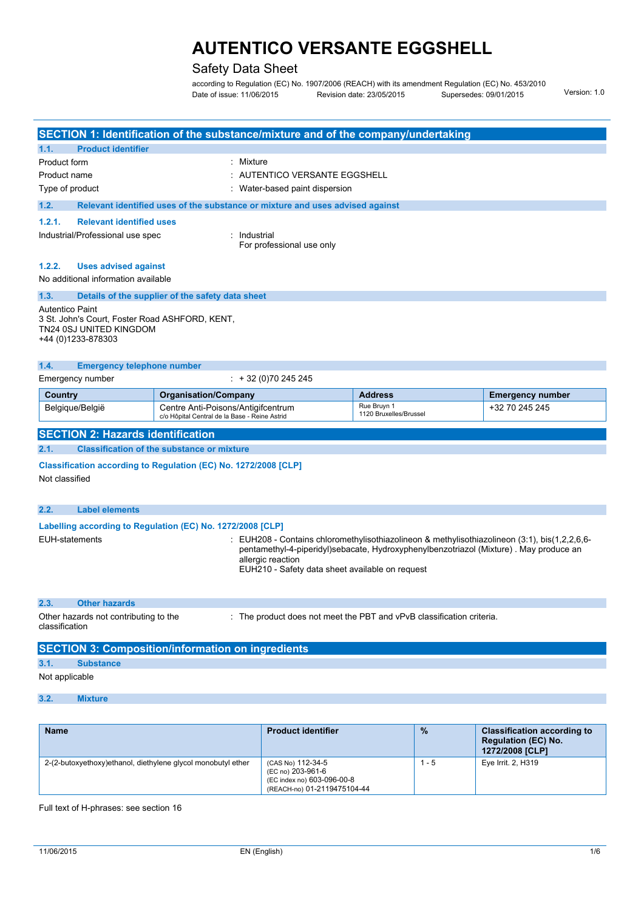# AUTENTICO VERSANTE EGGSHELL

Safety Data Sheet

according to Regulation (EC) No. 1907/2006 (REACH) with its amendment Regulation (EC) No. 453/2010

Date of issue: 11/06/2015 Revision date: 23/05/2015 Supersedes: 09/01/2015 Version: 1.0

## SECTION 1: Identification of the substance/mixture and of the company/undertaking

### 1.1. Product identifier

Product form : Mixture

Product name : AUTENTICO VERSANTE EGGSHELL

Type of product : Water-based paint dispersion

### 1.2. Relevant identified uses of the substance or mixture and uses advised against

#### 1.2.1. Relevant identified uses

Industrial/Professional use spec : Industrial
For professional use only

#### 1.2.2. Uses advised against

No additional information available

### 1.3. Details of the supplier of the safety data sheet

Autentico Paint
3 St. John's Court, Foster Road ASHFORD, KENT,
TN24 0SJ UNITED KINGDOM
+44 (0)1233-878303

### 1.4. Emergency telephone number

Emergency number : + 32 (0)70 245 245

| Country | Organisation/Company | Address | Emergency number |
|---|---|---|---|
| Belgique/België | Centre Anti-Poisons/Antigifcentrum c/o Hôpital Central de la Base - Reine Astrid | Rue Bruyn 1 1120 Bruxelles/Brussel | +32 70 245 245 |

## SECTION 2: Hazards identification

### 2.1. Classification of the substance or mixture

**Classification according to Regulation (EC) No. 1272/2008 [CLP]**

Not classified

### 2.2. Label elements

**Labelling according to Regulation (EC) No. 1272/2008 [CLP]**

EUH-statements : EUH208 - Contains chloromethylisothiazolineon & methylisothiazolineon (3:1), bis(1,2,2,6,6-pentamethyl-4-piperidyl)sebacate, Hydroxyphenylbenzotriazol (Mixture) . May produce an allergic reaction
EUH210 - Safety data sheet available on request

### 2.3. Other hazards

Other hazards not contributing to the classification : The product does not meet the PBT and vPvB classification criteria.

## SECTION 3: Composition/information on ingredients

### 3.1. Substance

Not applicable

### 3.2. Mixture

| Name | Product identifier | % | Classification according to Regulation (EC) No. 1272/2008 [CLP] |
|---|---|---|---|
| 2-(2-butoxyethoxy)ethanol, diethylene glycol monobutyl ether | (CAS No) 112-34-5<br>(EC no) 203-961-6<br>(EC index no) 603-096-00-8<br>(REACH-no) 01-2119475104-44 | 1 - 5 | Eye Irrit. 2, H319 |

Full text of H-phrases: see section 16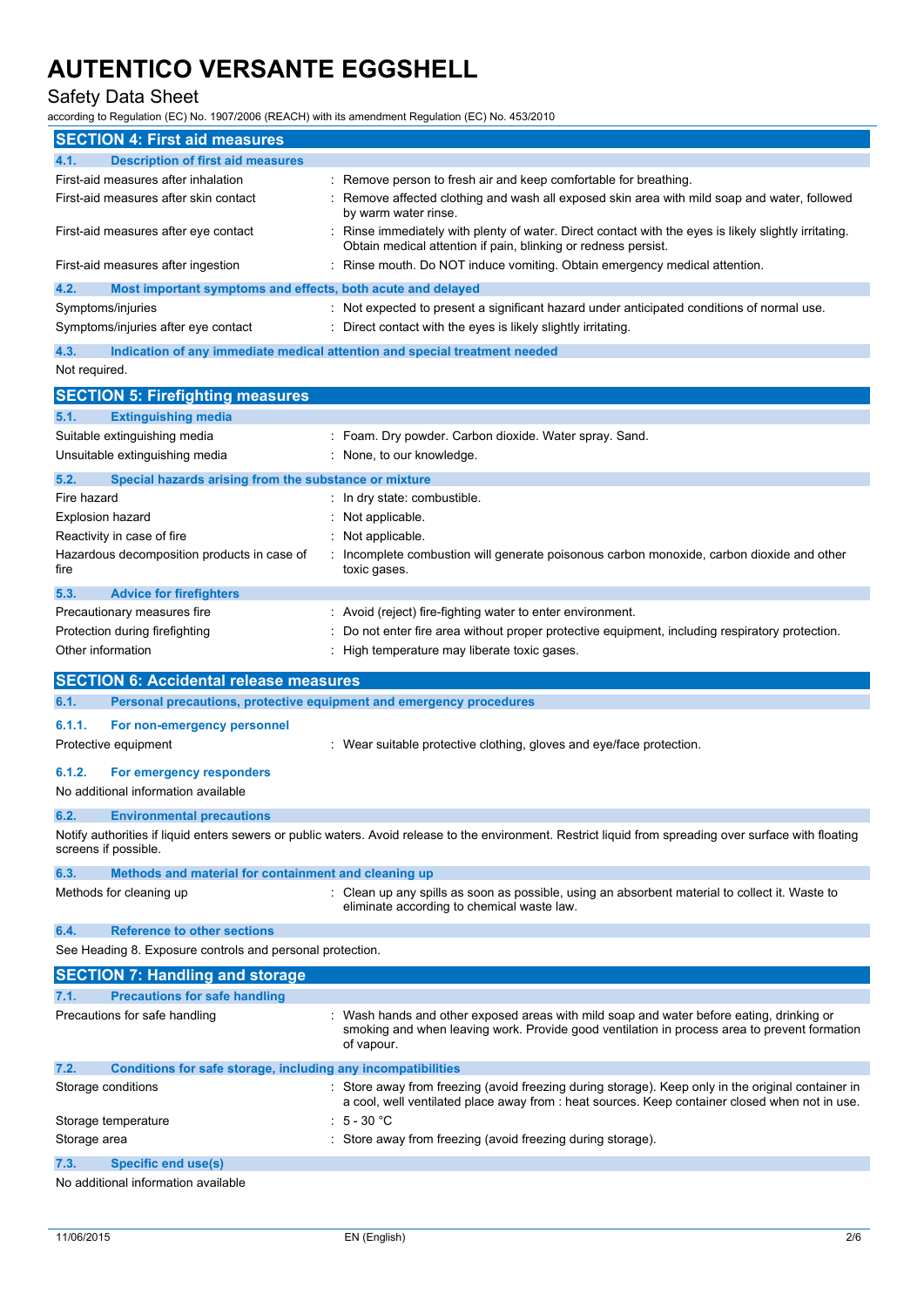## SECTION 4: First aid measures

### 4.1. Description of first aid measures

| | |
|---|---|
| First-aid measures after inhalation | : Remove person to fresh air and keep comfortable for breathing. |
| First-aid measures after skin contact | : Remove affected clothing and wash all exposed skin area with mild soap and water, followed by warm water rinse. |
| First-aid measures after eye contact | : Rinse immediately with plenty of water. Direct contact with the eyes is likely slightly irritating. Obtain medical attention if pain, blinking or redness persist. |
| First-aid measures after ingestion | : Rinse mouth. Do NOT induce vomiting. Obtain emergency medical attention. |

### 4.2. Most important symptoms and effects, both acute and delayed

| | |
|---|---|
| Symptoms/injuries | : Not expected to present a significant hazard under anticipated conditions of normal use. |
| Symptoms/injuries after eye contact | : Direct contact with the eyes is likely slightly irritating. |

### 4.3. Indication of any immediate medical attention and special treatment needed

Not required.

## SECTION 5: Firefighting measures

### 5.1. Extinguishing media

| | |
|---|---|
| Suitable extinguishing media | : Foam. Dry powder. Carbon dioxide. Water spray. Sand. |
| Unsuitable extinguishing media | : None, to our knowledge. |

### 5.2. Special hazards arising from the substance or mixture

| | |
|---|---|
| Fire hazard | : In dry state: combustible. |
| Explosion hazard | : Not applicable. |
| Reactivity in case of fire | : Not applicable. |
| Hazardous decomposition products in case of fire | : Incomplete combustion will generate poisonous carbon monoxide, carbon dioxide and other toxic gases. |

### 5.3. Advice for firefighters

| | |
|---|---|
| Precautionary measures fire | : Avoid (reject) fire-fighting water to enter environment. |
| Protection during firefighting | : Do not enter fire area without proper protective equipment, including respiratory protection. |
| Other information | : High temperature may liberate toxic gases. |

## SECTION 6: Accidental release measures

### 6.1. Personal precautions, protective equipment and emergency procedures

#### 6.1.1. For non-emergency personnel

| | |
|---|---|
| Protective equipment | : Wear suitable protective clothing, gloves and eye/face protection. |

#### 6.1.2. For emergency responders

No additional information available

### 6.2. Environmental precautions

Notify authorities if liquid enters sewers or public waters. Avoid release to the environment. Restrict liquid from spreading over surface with floating screens if possible.

### 6.3. Methods and material for containment and cleaning up

| | |
|---|---|
| Methods for cleaning up | : Clean up any spills as soon as possible, using an absorbent material to collect it. Waste to eliminate according to chemical waste law. |

### 6.4. Reference to other sections

See Heading 8. Exposure controls and personal protection.

## SECTION 7: Handling and storage

### 7.1. Precautions for safe handling

| | |
|---|---|
| Precautions for safe handling | : Wash hands and other exposed areas with mild soap and water before eating, drinking or smoking and when leaving work. Provide good ventilation in process area to prevent formation of vapour. |

### 7.2. Conditions for safe storage, including any incompatibilities

| | |
|---|---|
| Storage conditions | : Store away from freezing (avoid freezing during storage). Keep only in the original container in a cool, well ventilated place away from : heat sources. Keep container closed when not in use. |
| Storage temperature | : 5 - 30 °C |
| Storage area | : Store away from freezing (avoid freezing during storage). |

### 7.3. Specific end use(s)

No additional information available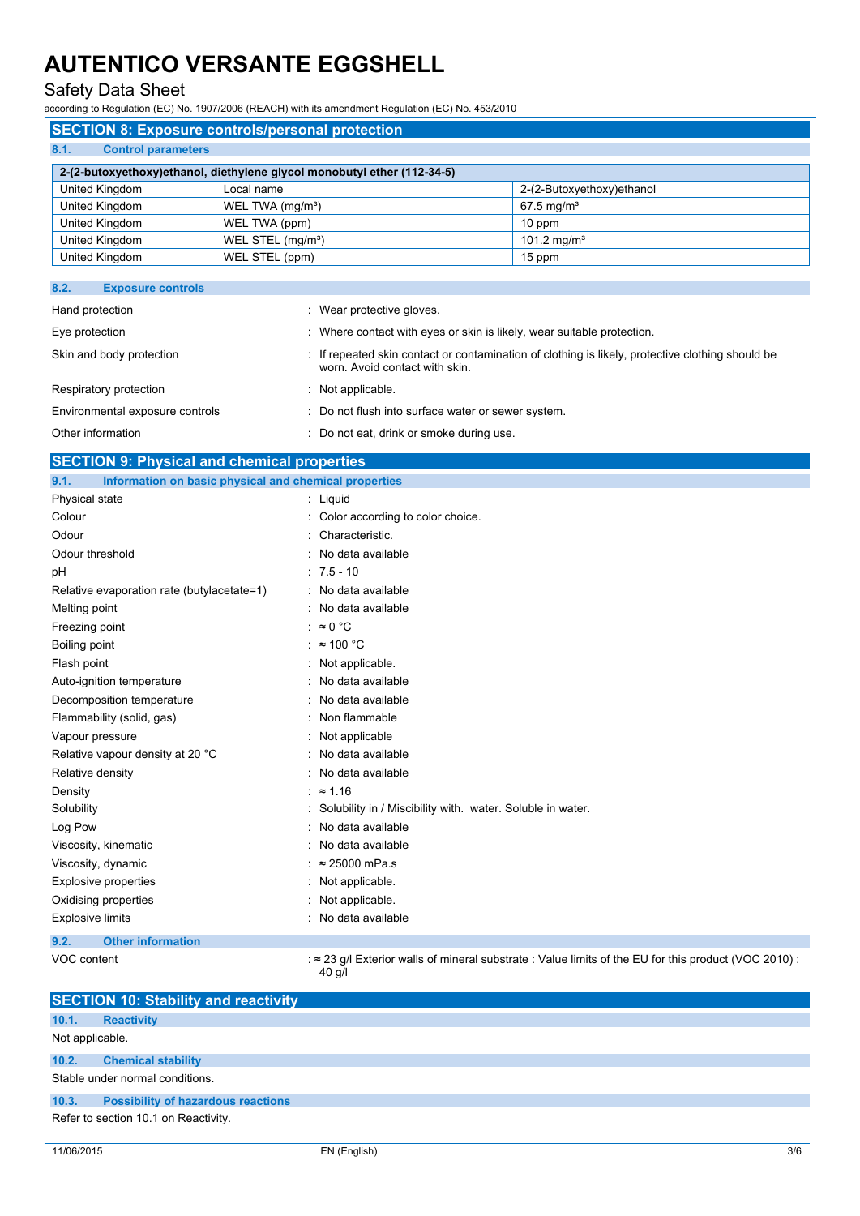## SECTION 8: Exposure controls/personal protection

### 8.1. Control parameters

| 2-(2-butoxyethoxy)ethanol, diethylene glycol monobutyl ether (112-34-5) | | |
|---|---|---|
| United Kingdom | Local name | 2-(2-Butoxyethoxy)ethanol |
| United Kingdom | WEL TWA (mg/m³) | 67.5 mg/m³ |
| United Kingdom | WEL TWA (ppm) | 10 ppm |
| United Kingdom | WEL STEL (mg/m³) | 101.2 mg/m³ |
| United Kingdom | WEL STEL (ppm) | 15 ppm |

### 8.2. Exposure controls

Hand protection : Wear protective gloves.

Eye protection : Where contact with eyes or skin is likely, wear suitable protection.

Skin and body protection : If repeated skin contact or contamination of clothing is likely, protective clothing should be worn. Avoid contact with skin.

Respiratory protection : Not applicable.

Environmental exposure controls : Do not flush into surface water or sewer system.

Other information : Do not eat, drink or smoke during use.

## SECTION 9: Physical and chemical properties

### 9.1. Information on basic physical and chemical properties

Physical state : Liquid

Colour : Color according to color choice.

Odour : Characteristic.

Odour threshold : No data available

pH : 7.5 - 10

Relative evaporation rate (butylacetate=1) : No data available

Melting point : No data available

Freezing point : ≈ 0 °C

Boiling point : ≈ 100 °C

Flash point : Not applicable.

Auto-ignition temperature : No data available

Decomposition temperature : No data available

Flammability (solid, gas) : Non flammable

Vapour pressure : Not applicable

Relative vapour density at 20 °C : No data available

Relative density : No data available

Density : ≈ 1.16

Solubility : Solubility in / Miscibility with. water. Soluble in water.

Log Pow : No data available

Viscosity, kinematic : No data available

Viscosity, dynamic : ≈ 25000 mPa.s

Explosive properties : Not applicable.

Oxidising properties : Not applicable.

Explosive limits : No data available

### 9.2. Other information

VOC content : ≈ 23 g/l Exterior walls of mineral substrate : Value limits of the EU for this product (VOC 2010) : 40 g/l

## SECTION 10: Stability and reactivity

### 10.1. Reactivity

Not applicable.

### 10.2. Chemical stability

Stable under normal conditions.

### 10.3. Possibility of hazardous reactions

Refer to section 10.1 on Reactivity.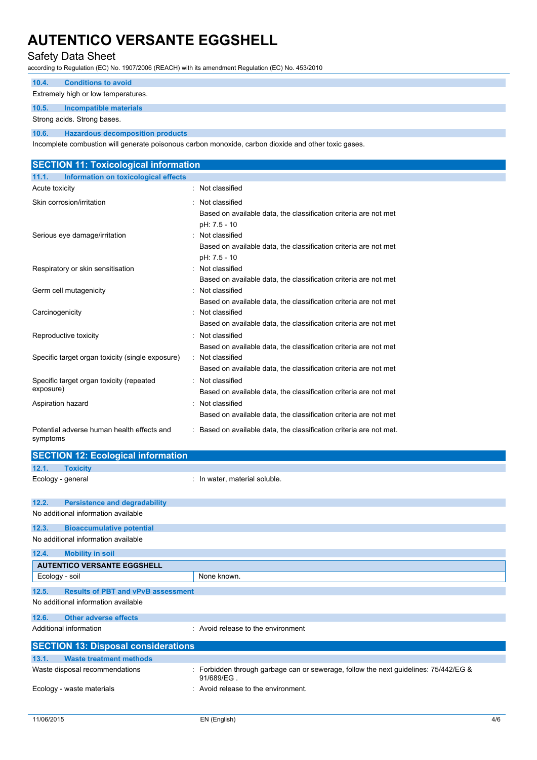### 10.4. Conditions to avoid

Extremely high or low temperatures.

### 10.5. Incompatible materials

Strong acids. Strong bases.

### 10.6. Hazardous decomposition products

Incomplete combustion will generate poisonous carbon monoxide, carbon dioxide and other toxic gases.

## SECTION 11: Toxicological information

### 11.1. Information on toxicological effects

Acute toxicity : Not classified

Skin corrosion/irritation : Not classified
Based on available data, the classification criteria are not met
pH: 7.5 - 10

Serious eye damage/irritation : Not classified
Based on available data, the classification criteria are not met
pH: 7.5 - 10

Respiratory or skin sensitisation : Not classified
Based on available data, the classification criteria are not met

Germ cell mutagenicity : Not classified
Based on available data, the classification criteria are not met

Carcinogenicity : Not classified
Based on available data, the classification criteria are not met

Reproductive toxicity : Not classified
Based on available data, the classification criteria are not met

Specific target organ toxicity (single exposure) : Not classified
Based on available data, the classification criteria are not met

Specific target organ toxicity (repeated exposure) : Not classified
Based on available data, the classification criteria are not met

Aspiration hazard : Not classified
Based on available data, the classification criteria are not met

Potential adverse human health effects and symptoms : Based on available data, the classification criteria are not met.

## SECTION 12: Ecological information

### 12.1. Toxicity

Ecology - general : In water, material soluble.

### 12.2. Persistence and degradability

No additional information available

### 12.3. Bioaccumulative potential

No additional information available

### 12.4. Mobility in soil

| AUTENTICO VERSANTE EGGSHELL | |
|---|---|
| Ecology - soil | None known. |

### 12.5. Results of PBT and vPvB assessment

No additional information available

### 12.6. Other adverse effects

Additional information : Avoid release to the environment

## SECTION 13: Disposal considerations

### 13.1. Waste treatment methods

Waste disposal recommendations : Forbidden through garbage can or sewerage, follow the next guidelines: 75/442/EG & 91/689/EG .

Ecology - waste materials : Avoid release to the environment.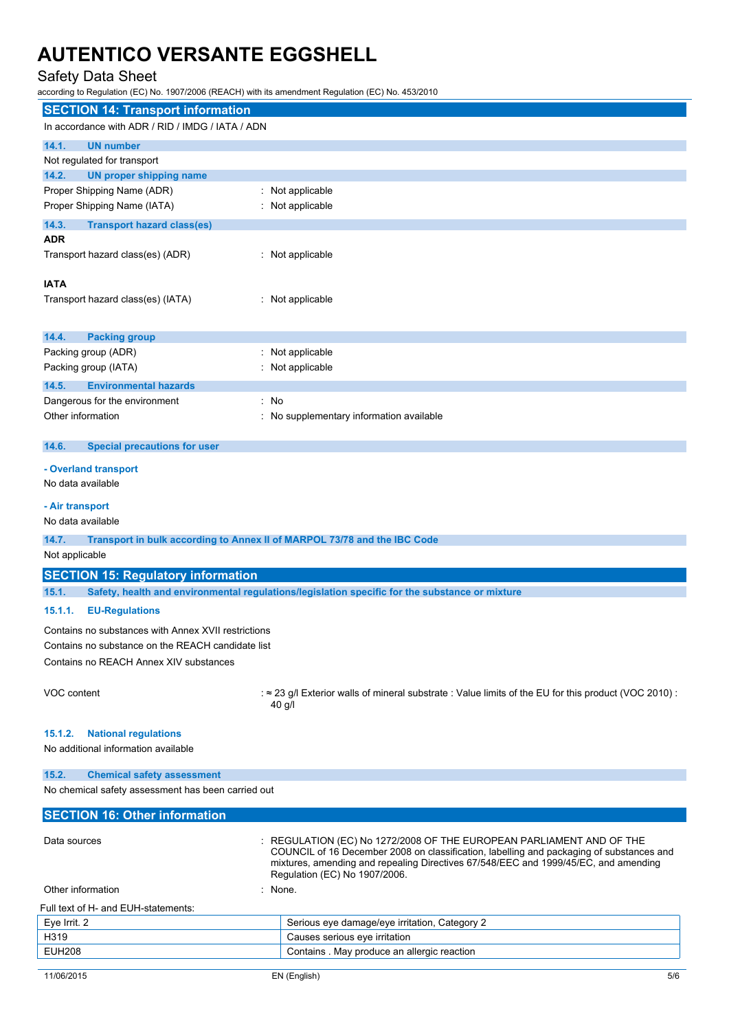# AUTENTICO VERSANTE EGGSHELL

Safety Data Sheet

according to Regulation (EC) No. 1907/2006 (REACH) with its amendment Regulation (EC) No. 453/2010

## SECTION 14: Transport information

In accordance with ADR / RID / IMDG / IATA / ADN

### 14.1. UN number

Not regulated for transport

### 14.2. UN proper shipping name

Proper Shipping Name (ADR) : Not applicable

Proper Shipping Name (IATA) : Not applicable

### 14.3. Transport hazard class(es)

**ADR**

Transport hazard class(es) (ADR) : Not applicable

**IATA**

Transport hazard class(es) (IATA) : Not applicable

### 14.4. Packing group

Packing group (ADR) : Not applicable

Packing group (IATA) : Not applicable

### 14.5. Environmental hazards

Dangerous for the environment : No

Other information : No supplementary information available

### 14.6. Special precautions for user

**- Overland transport**

No data available

**- Air transport**

No data available

### 14.7. Transport in bulk according to Annex II of MARPOL 73/78 and the IBC Code

Not applicable

## SECTION 15: Regulatory information

### 15.1. Safety, health and environmental regulations/legislation specific for the substance or mixture

#### 15.1.1. EU-Regulations

Contains no substances with Annex XVII restrictions

Contains no substance on the REACH candidate list

Contains no REACH Annex XIV substances

VOC content : ≈ 23 g/l Exterior walls of mineral substrate : Value limits of the EU for this product (VOC 2010) : 40 g/l

#### 15.1.2. National regulations

No additional information available

### 15.2. Chemical safety assessment

No chemical safety assessment has been carried out

## SECTION 16: Other information

Data sources : REGULATION (EC) No 1272/2008 OF THE EUROPEAN PARLIAMENT AND OF THE COUNCIL of 16 December 2008 on classification, labelling and packaging of substances and mixtures, amending and repealing Directives 67/548/EEC and 1999/45/EC, and amending Regulation (EC) No 1907/2006.

Other information : None.

Full text of H- and EUH-statements:

| | |
|---|---|
| Eye Irrit. 2 | Serious eye damage/eye irritation, Category 2 |
| H319 | Causes serious eye irritation |
| EUH208 | Contains . May produce an allergic reaction |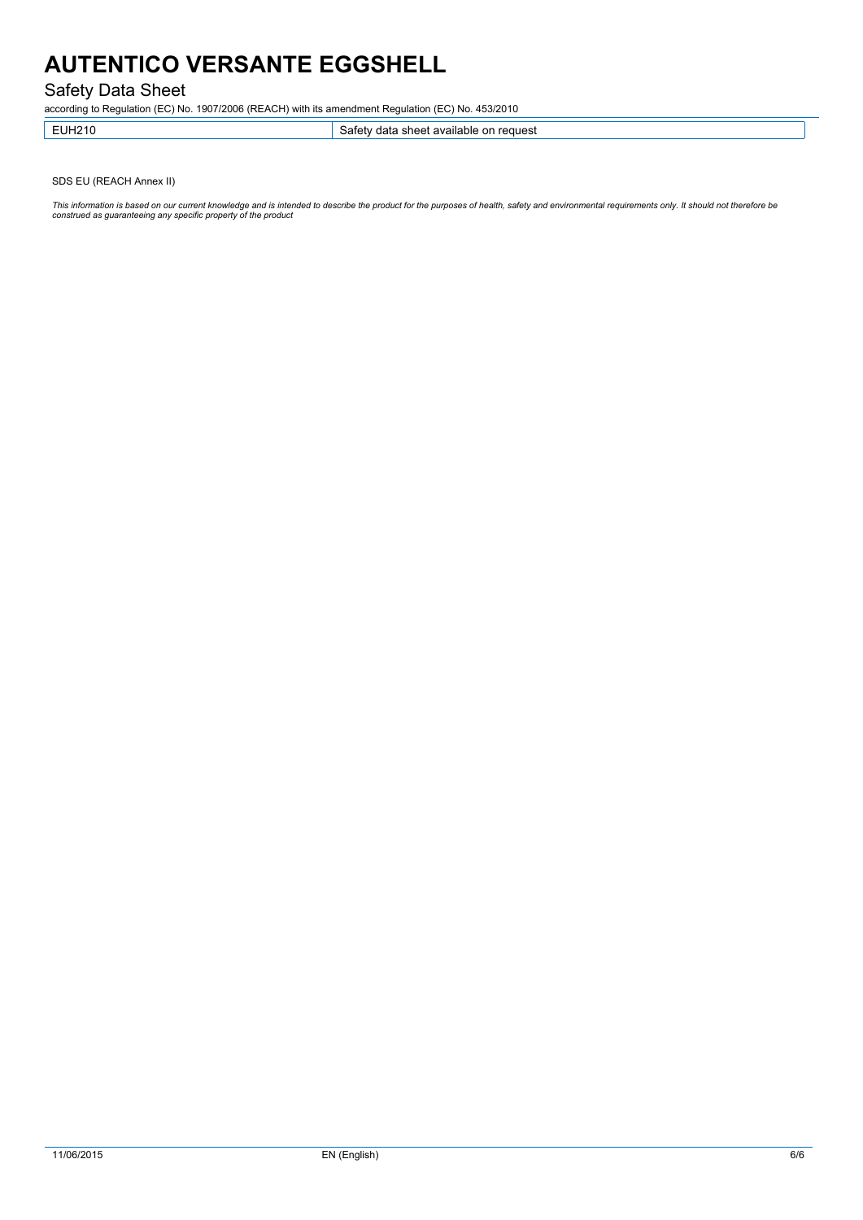| | |
|---|---|
| EUH210 | Safety data sheet available on request |

SDS EU (REACH Annex II)

*This information is based on our current knowledge and is intended to describe the product for the purposes of health, safety and environmental requirements only. It should not therefore be construed as guaranteeing any specific property of the product*